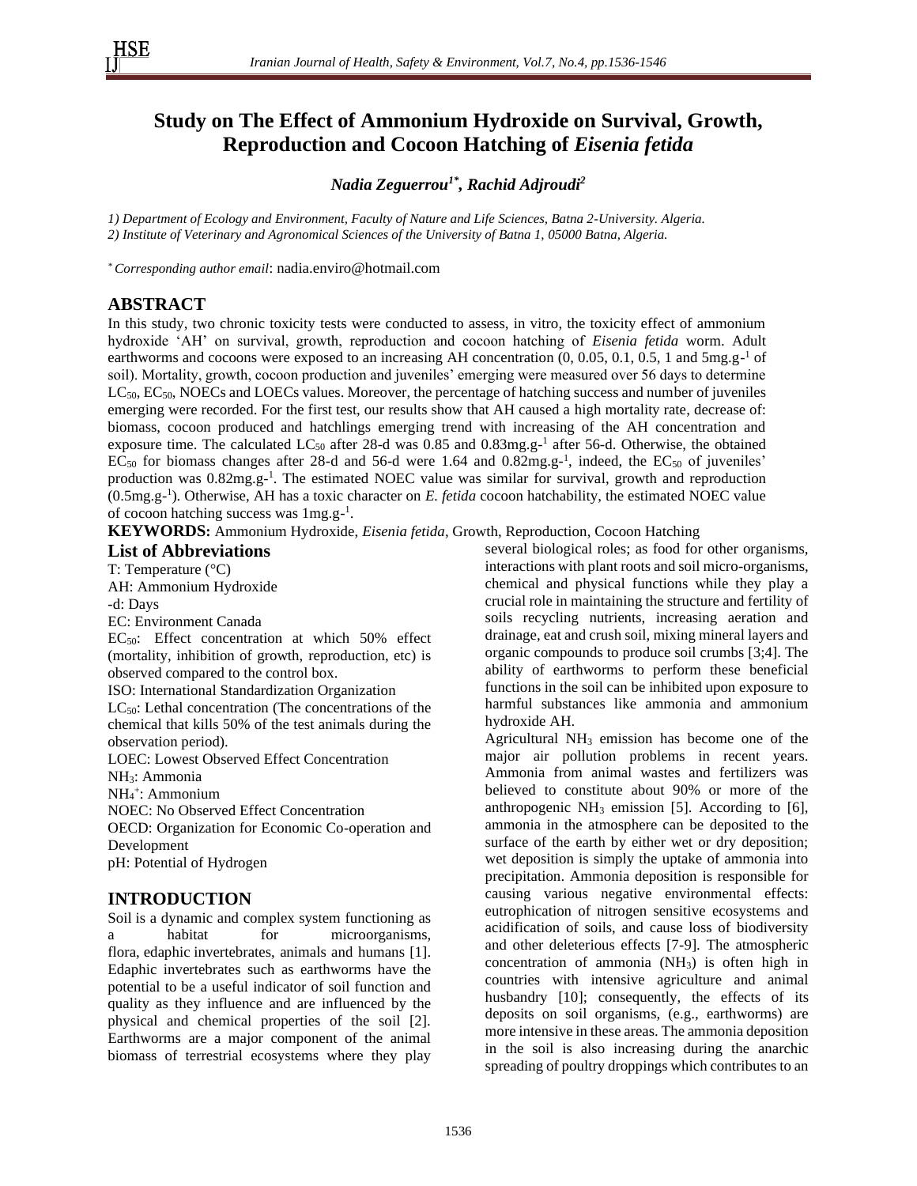# Study on The Effect of Ammonium Hydroxide on Survival, Growth, Reproduction and Cocoon Hatching of *Eisenia fetida*

***Nadia Zeguerrou[1*], Rachid Adjroudi[2]***

*1) Department of Ecology and Environment, Faculty of Nature and Life Sciences, Batna 2-University. Algeria.*
*2) Institute of Veterinary and Agronomical Sciences of the University of Batna 1, 05000 Batna, Algeria.*

\* *Corresponding author email*: nadia.enviro@hotmail.com

## ABSTRACT

In this study, two chronic toxicity tests were conducted to assess, in vitro, the toxicity effect of ammonium hydroxide 'AH' on survival, growth, reproduction and cocoon hatching of *Eisenia fetida* worm. Adult earthworms and cocoons were exposed to an increasing AH concentration (0, 0.05, 0.1, 0.5, 1 and 5mg.g$^{-1}$ of soil). Mortality, growth, cocoon production and juveniles' emerging were measured over 56 days to determine $LC_{50}$, $EC_{50}$, NOECs and LOECs values. Moreover, the percentage of hatching success and number of juveniles emerging were recorded. For the first test, our results show that AH caused a high mortality rate, decrease of: biomass, cocoon produced and hatchlings emerging trend with increasing of the AH concentration and exposure time. The calculated $LC_{50}$ after 28-d was 0.85 and 0.83mg.g$^{-1}$ after 56-d. Otherwise, the obtained $EC_{50}$ for biomass changes after 28-d and 56-d were 1.64 and 0.82mg.g$^{-1}$, indeed, the $EC_{50}$ of juveniles' production was 0.82mg.g$^{-1}$. The estimated NOEC value was similar for survival, growth and reproduction (0.5mg.g$^{-1}$). Otherwise, AH has a toxic character on *E. fetida* cocoon hatchability, the estimated NOEC value of cocoon hatching success was 1mg.g$^{-1}$.

**KEYWORDS:** Ammonium Hydroxide, *Eisenia fetida*, Growth, Reproduction, Cocoon Hatching

## List of Abbreviations

T: Temperature (°C)
AH: Ammonium Hydroxide
-d: Days
EC: Environment Canada
$EC_{50}$: Effect concentration at which 50% effect (mortality, inhibition of growth, reproduction, etc) is observed compared to the control box.
ISO: International Standardization Organization
$LC_{50}$: Lethal concentration (The concentrations of the chemical that kills 50% of the test animals during the observation period).
LOEC: Lowest Observed Effect Concentration
$NH_3$: Ammonia
$NH_4^+$: Ammonium
NOEC: No Observed Effect Concentration
OECD: Organization for Economic Co-operation and Development
pH: Potential of Hydrogen

## INTRODUCTION

Soil is a dynamic and complex system functioning as a habitat for microorganisms, flora, edaphic invertebrates, animals and humans [1]. Edaphic invertebrates such as earthworms have the potential to be a useful indicator of soil function and quality as they influence and are influenced by the physical and chemical properties of the soil [2]. Earthworms are a major component of the animal biomass of terrestrial ecosystems where they play several biological roles; as food for other organisms, interactions with plant roots and soil micro-organisms, chemical and physical functions while they play a crucial role in maintaining the structure and fertility of soils recycling nutrients, increasing aeration and drainage, eat and crush soil, mixing mineral layers and organic compounds to produce soil crumbs [3;4]. The ability of earthworms to perform these beneficial functions in the soil can be inhibited upon exposure to harmful substances like ammonia and ammonium hydroxide AH.

Agricultural $NH_3$ emission has become one of the major air pollution problems in recent years. Ammonia from animal wastes and fertilizers was believed to constitute about 90% or more of the anthropogenic $NH_3$ emission [5]. According to [6], ammonia in the atmosphere can be deposited to the surface of the earth by either wet or dry deposition; wet deposition is simply the uptake of ammonia into precipitation. Ammonia deposition is responsible for causing various negative environmental effects: eutrophication of nitrogen sensitive ecosystems and acidification of soils, and cause loss of biodiversity and other deleterious effects [7-9]. The atmospheric concentration of ammonia ($NH_3$) is often high in countries with intensive agriculture and animal husbandry [10]; consequently, the effects of its deposits on soil organisms, (e.g., earthworms) are more intensive in these areas. The ammonia deposition in the soil is also increasing during the anarchic spreading of poultry droppings which contributes to an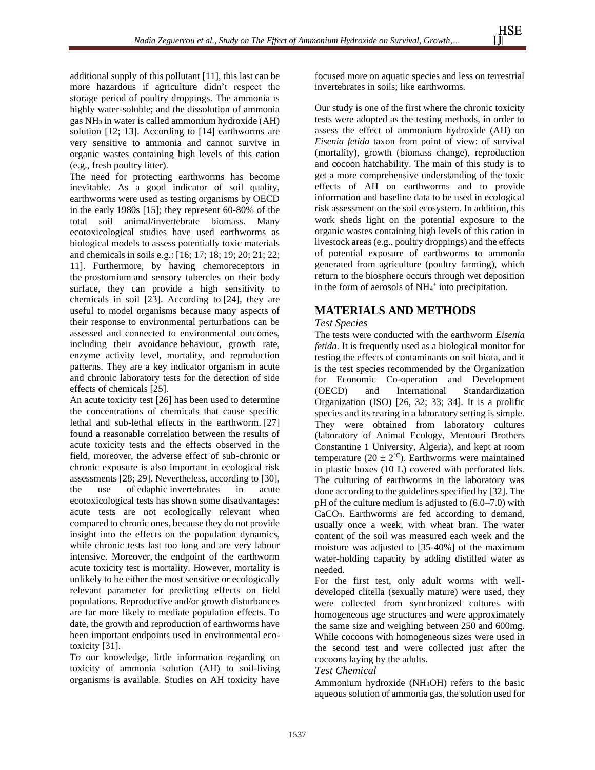additional supply of this pollutant [11], this last can be more hazardous if agriculture didn't respect the storage period of poultry droppings. The ammonia is highly water-soluble; and the dissolution of ammonia gas $NH_3$ in water is called ammonium hydroxide (AH) solution [12; 13]. According to [14] earthworms are very sensitive to ammonia and cannot survive in organic wastes containing high levels of this cation (e.g., fresh poultry litter).

The need for protecting earthworms has become inevitable. As a good indicator of soil quality, earthworms were used as testing organisms by OECD in the early 1980s [15]; they represent 60-80% of the total soil animal/invertebrate biomass. Many ecotoxicological studies have used earthworms as biological models to assess potentially toxic materials and chemicals in soils e.g.: [16; 17; 18; 19; 20; 21; 22; 11]. Furthermore, by having chemoreceptors in the prostomium and sensory tubercles on their body surface, they can provide a high sensitivity to chemicals in soil [23]. According to [24], they are useful to model organisms because many aspects of their response to environmental perturbations can be assessed and connected to environmental outcomes, including their avoidance behaviour, growth rate, enzyme activity level, mortality, and reproduction patterns. They are a key indicator organism in acute and chronic laboratory tests for the detection of side effects of chemicals [25].

An acute toxicity test [26] has been used to determine the concentrations of chemicals that cause specific lethal and sub-lethal effects in the earthworm. [27] found a reasonable correlation between the results of acute toxicity tests and the effects observed in the field, moreover, the adverse effect of sub-chronic or chronic exposure is also important in ecological risk assessments [28; 29]. Nevertheless, according to [30], the use of edaphic invertebrates in acute ecotoxicological tests has shown some disadvantages: acute tests are not ecologically relevant when compared to chronic ones, because they do not provide insight into the effects on the population dynamics, while chronic tests last too long and are very labour intensive. Moreover, the endpoint of the earthworm acute toxicity test is mortality. However, mortality is unlikely to be either the most sensitive or ecologically relevant parameter for predicting effects on field populations. Reproductive and/or growth disturbances are far more likely to mediate population effects. To date, the growth and reproduction of earthworms have been important endpoints used in environmental eco-toxicity [31].

To our knowledge, little information regarding on toxicity of ammonia solution (AH) to soil-living organisms is available. Studies on AH toxicity have focused more on aquatic species and less on terrestrial invertebrates in soils; like earthworms.

Our study is one of the first where the chronic toxicity tests were adopted as the testing methods, in order to assess the effect of ammonium hydroxide (AH) on *Eisenia fetida* taxon from point of view: of survival (mortality), growth (biomass change), reproduction and cocoon hatchability. The main of this study is to get a more comprehensive understanding of the toxic effects of AH on earthworms and to provide information and baseline data to be used in ecological risk assessment on the soil ecosystem. In addition, this work sheds light on the potential exposure to the organic wastes containing high levels of this cation in livestock areas (e.g., poultry droppings) and the effects of potential exposure of earthworms to ammonia generated from agriculture (poultry farming), which return to the biosphere occurs through wet deposition in the form of aerosols of $NH_4^+$ into precipitation.

## MATERIALS AND METHODS

### *Test Species*

The tests were conducted with the earthworm *Eisenia fetida*. It is frequently used as a biological monitor for testing the effects of contaminants on soil biota, and it is the test species recommended by the Organization for Economic Co-operation and Development (OECD) and International Standardization Organization (ISO) [26, 32; 33; 34]. It is a prolific species and its rearing in a laboratory setting is simple. They were obtained from laboratory cultures (laboratory of Animal Ecology, Mentouri Brothers Constantine 1 University, Algeria), and kept at room temperature ($20 \pm 2^{\circ C}$). Earthworms were maintained in plastic boxes (10 L) covered with perforated lids. The culturing of earthworms in the laboratory was done according to the guidelines specified by [32]. The pH of the culture medium is adjusted to (6.0–7.0) with $CaCO_3$. Earthworms are fed according to demand, usually once a week, with wheat bran. The water content of the soil was measured each week and the moisture was adjusted to [35-40%] of the maximum water-holding capacity by adding distilled water as needed.

For the first test, only adult worms with well-developed clitella (sexually mature) were used, they were collected from synchronized cultures with homogeneous age structures and were approximately the same size and weighing between 250 and 600mg. While cocoons with homogeneous sizes were used in the second test and were collected just after the cocoons laying by the adults.

### *Test Chemical*

Ammonium hydroxide ($NH_4OH$) refers to the basic aqueous solution of ammonia gas, the solution used for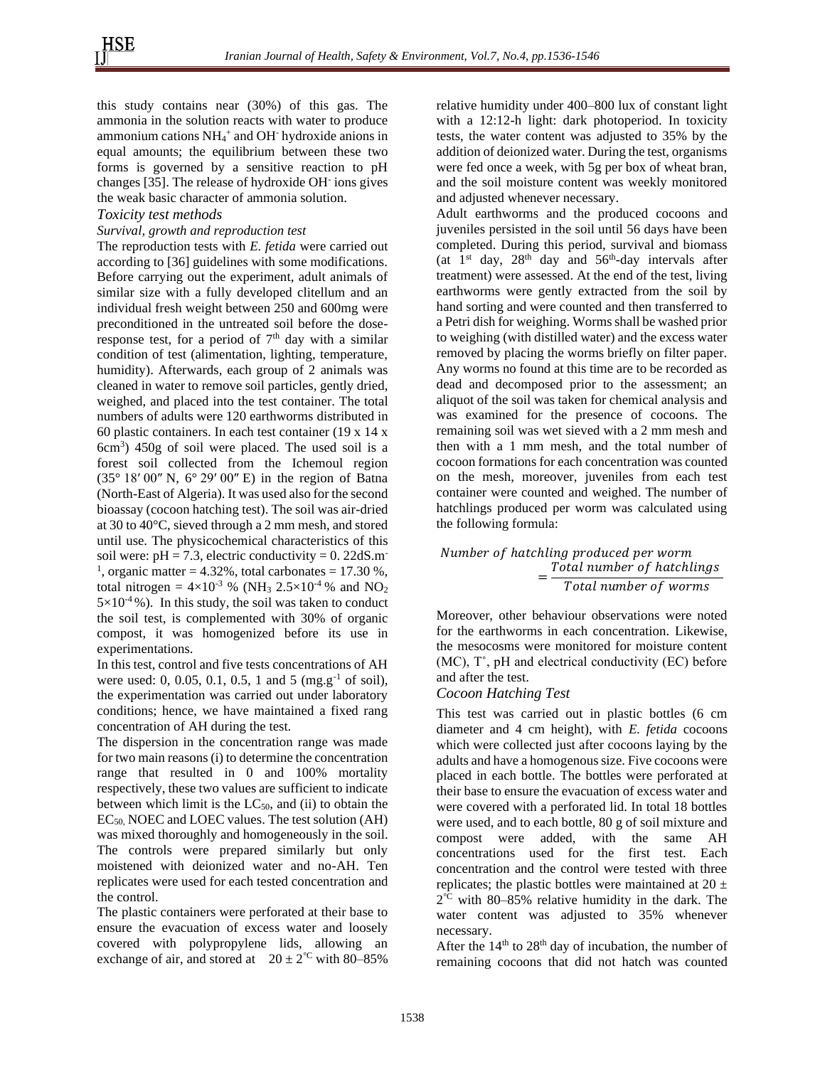this study contains near (30%) of this gas. The ammonia in the solution reacts with water to produce ammonium cations $NH_4^+$ and $OH^-$ hydroxide anions in equal amounts; the equilibrium between these two forms is governed by a sensitive reaction to pH changes [35]. The release of hydroxide $OH^-$ ions gives the weak basic character of ammonia solution.

### *Toxicity test methods*

#### *Survival, growth and reproduction test*

The reproduction tests with *E. fetida* were carried out according to [36] guidelines with some modifications. Before carrying out the experiment, adult animals of similar size with a fully developed clitellum and an individual fresh weight between 250 and 600mg were preconditioned in the untreated soil before the dose-response test, for a period of 7th day with a similar condition of test (alimentation, lighting, temperature, humidity). Afterwards, each group of 2 animals was cleaned in water to remove soil particles, gently dried, weighed, and placed into the test container. The total numbers of adults were 120 earthworms distributed in 60 plastic containers. In each test container (19 x 14 x 6cm$^3$) 450g of soil were placed. The used soil is a forest soil collected from the Ichemoul region (35° 18′ 00″ N, 6° 29′ 00″ E) in the region of Batna (North-East of Algeria). It was used also for the second bioassay (cocoon hatching test). The soil was air-dried at 30 to 40°C, sieved through a 2 mm mesh, and stored until use. The physicochemical characteristics of this soil were: pH = 7.3, electric conductivity = 0. 22dS.m$^{-1}$, organic matter = 4.32%, total carbonates = 17.30 %, total nitrogen = $4\times10^{-3}$ % ($NH_3$ $2.5\times10^{-4}$ % and $NO_2$ $5\times10^{-4}$ %). In this study, the soil was taken to conduct the soil test, is complemented with 30% of organic compost, it was homogenized before its use in experimentations.

In this test, control and five tests concentrations of AH were used: 0, 0.05, 0.1, 0.5, 1 and 5 (mg.g$^{-1}$ of soil), the experimentation was carried out under laboratory conditions; hence, we have maintained a fixed rang concentration of AH during the test.

The dispersion in the concentration range was made for two main reasons (i) to determine the concentration range that resulted in 0 and 100% mortality respectively, these two values are sufficient to indicate between which limit is the $LC_{50}$, and (ii) to obtain the $EC_{50}$, NOEC and LOEC values. The test solution (AH) was mixed thoroughly and homogeneously in the soil. The controls were prepared similarly but only moistened with deionized water and no-AH. Ten replicates were used for each tested concentration and the control.

The plastic containers were perforated at their base to ensure the evacuation of excess water and loosely covered with polypropylene lids, allowing an exchange of air, and stored at 20 ± 2℃ with 80–85% relative humidity under 400–800 lux of constant light with a 12:12-h light: dark photoperiod. In toxicity tests, the water content was adjusted to 35% by the addition of deionized water. During the test, organisms were fed once a week, with 5g per box of wheat bran, and the soil moisture content was weekly monitored and adjusted whenever necessary.

Adult earthworms and the produced cocoons and juveniles persisted in the soil until 56 days have been completed. During this period, survival and biomass (at 1st day, 28th day and 56th-day intervals after treatment) were assessed. At the end of the test, living earthworms were gently extracted from the soil by hand sorting and were counted and then transferred to a Petri dish for weighing. Worms shall be washed prior to weighing (with distilled water) and the excess water removed by placing the worms briefly on filter paper. Any worms no found at this time are to be recorded as dead and decomposed prior to the assessment; an aliquot of the soil was taken for chemical analysis and was examined for the presence of cocoons. The remaining soil was wet sieved with a 2 mm mesh and then with a 1 mm mesh, and the total number of cocoon formations for each concentration was counted on the mesh, moreover, juveniles from each test container were counted and weighed. The number of hatchlings produced per worm was calculated using the following formula:

$$\text{Number of hatchling produced per worm} = \frac{\text{Total number of hatchlings}}{\text{Total number of worms}}$$

Moreover, other behaviour observations were noted for the earthworms in each concentration. Likewise, the mesocosms were monitored for moisture content (MC), T°, pH and electrical conductivity (EC) before and after the test.

### *Cocoon Hatching Test*

This test was carried out in plastic bottles (6 cm diameter and 4 cm height), with *E. fetida* cocoons which were collected just after cocoons laying by the adults and have a homogenous size. Five cocoons were placed in each bottle. The bottles were perforated at their base to ensure the evacuation of excess water and were covered with a perforated lid. In total 18 bottles were used, and to each bottle, 80 g of soil mixture and compost were added, with the same AH concentrations used for the first test. Each concentration and the control were tested with three replicates; the plastic bottles were maintained at 20 ± 2℃ with 80–85% relative humidity in the dark. The water content was adjusted to 35% whenever necessary.

After the 14th to 28th day of incubation, the number of remaining cocoons that did not hatch was counted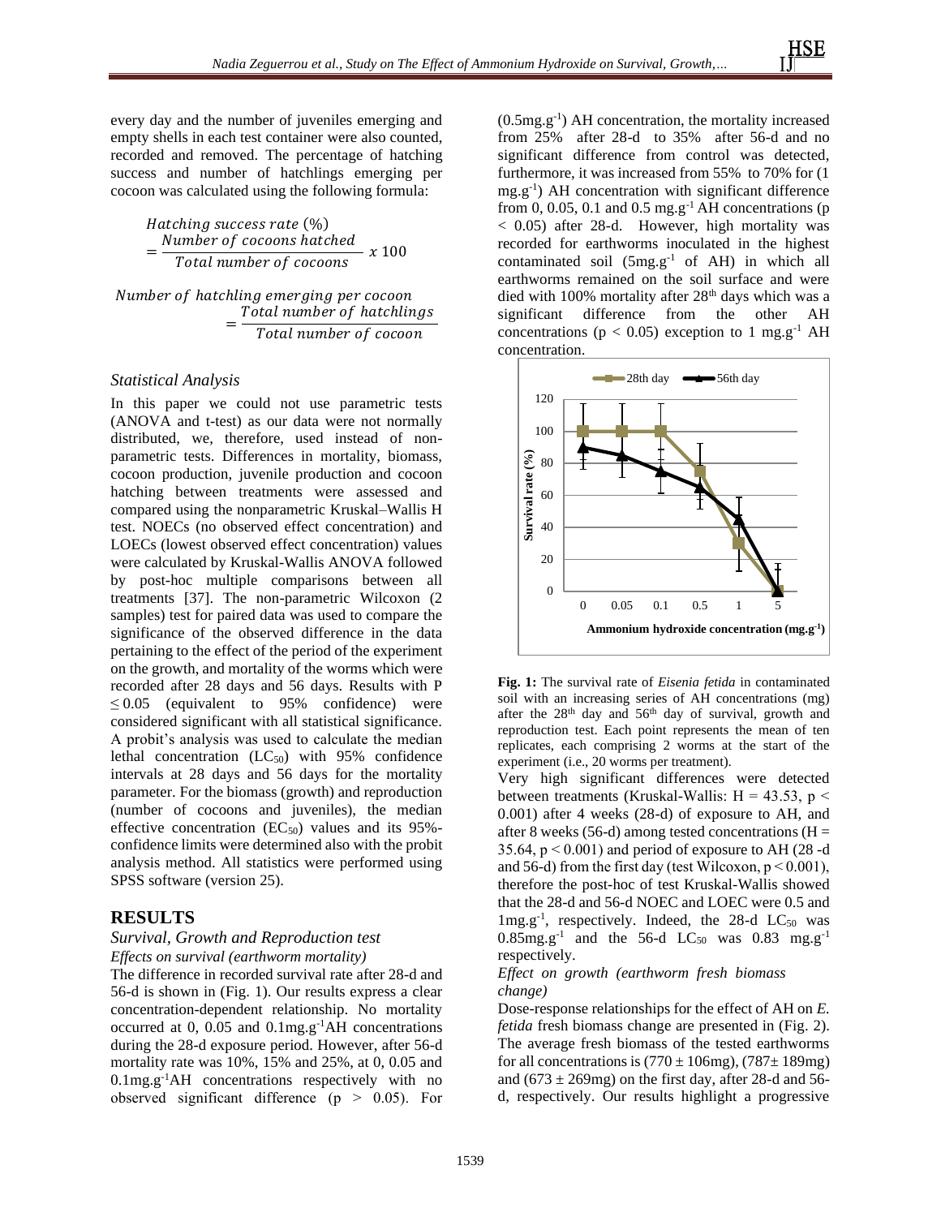every day and the number of juveniles emerging and empty shells in each test container were also counted, recorded and removed. The percentage of hatching success and number of hatchlings emerging per cocoon was calculated using the following formula:

$$Hatching\ success\ rate\ (\%) = \frac{Number\ of\ cocoons\ hatched}{Total\ number\ of\ cocoons}\ x\ 100$$

$$Number\ of\ hatchling\ emerging\ per\ cocoon = \frac{Total\ number\ of\ hatchlings}{Total\ number\ of\ cocoon}$$

### *Statistical Analysis*

In this paper we could not use parametric tests (ANOVA and t-test) as our data were not normally distributed, we, therefore, used instead of non-parametric tests. Differences in mortality, biomass, cocoon production, juvenile production and cocoon hatching between treatments were assessed and compared using the nonparametric Kruskal–Wallis H test. NOECs (no observed effect concentration) and LOECs (lowest observed effect concentration) values were calculated by Kruskal-Wallis ANOVA followed by post-hoc multiple comparisons between all treatments [37]. The non-parametric Wilcoxon (2 samples) test for paired data was used to compare the significance of the observed difference in the data pertaining to the effect of the period of the experiment on the growth, and mortality of the worms which were recorded after 28 days and 56 days. Results with $P \leq 0.05$ (equivalent to 95% confidence) were considered significant with all statistical significance. A probit's analysis was used to calculate the median lethal concentration ($LC_{50}$) with 95% confidence intervals at 28 days and 56 days for the mortality parameter. For the biomass (growth) and reproduction (number of cocoons and juveniles), the median effective concentration ($EC_{50}$) values and its 95%-confidence limits were determined also with the probit analysis method. All statistics were performed using SPSS software (version 25).

## RESULTS

### *Survival, Growth and Reproduction test*

#### *Effects on survival (earthworm mortality)*

The difference in recorded survival rate after 28-d and 56-d is shown in (Fig. 1). Our results express a clear concentration-dependent relationship. No mortality occurred at 0, 0.05 and 0.1mg.g$^{-1}$AH concentrations during the 28-d exposure period. However, after 56-d mortality rate was 10%, 15% and 25%, at 0, 0.05 and 0.1mg.g$^{-1}$AH concentrations respectively with no observed significant difference ($p > 0.05$). For (0.5mg.g$^{-1}$) AH concentration, the mortality increased from 25% after 28-d to 35% after 56-d and no significant difference from control was detected, furthermore, it was increased from 55% to 70% for (1 mg.g$^{-1}$) AH concentration with significant difference from 0, 0.05, 0.1 and 0.5 mg.g$^{-1}$ AH concentrations ($p < 0.05$) after 28-d. However, high mortality was recorded for earthworms inoculated in the highest contaminated soil (5mg.g$^{-1}$ of AH) in which all earthworms remained on the soil surface and were died with 100% mortality after 28$^{th}$ days which was a significant difference from the other AH concentrations ($p < 0.05$) exception to 1 mg.g$^{-1}$ AH concentration.

28th day
56th day
120
100
80
60
40
20
0
Survival rate (%)
0 0.05 0.1 0.5 1 5
Ammonium hydroxide concentration (mg.g$^{-1}$)

**Fig. 1:** The survival rate of *Eisenia fetida* in contaminated soil with an increasing series of AH concentrations (mg) after the 28$^{th}$ day and 56$^{th}$ day of survival, growth and reproduction test. Each point represents the mean of ten replicates, each comprising 2 worms at the start of the experiment (i.e., 20 worms per treatment).

Very high significant differences were detected between treatments (Kruskal-Wallis: $H = 43.53$, $p < 0.001$) after 4 weeks (28-d) of exposure to AH, and after 8 weeks (56-d) among tested concentrations ($H = 35.64$, $p < 0.001$) and period of exposure to AH (28 -d and 56-d) from the first day (test Wilcoxon, $p < 0.001$), therefore the post-hoc of test Kruskal-Wallis showed that the 28-d and 56-d NOEC and LOEC were 0.5 and 1mg.g$^{-1}$, respectively. Indeed, the 28-d $LC_{50}$ was 0.85mg.g$^{-1}$ and the 56-d $LC_{50}$ was 0.83 mg.g$^{-1}$ respectively.

#### *Effect on growth (earthworm fresh biomass change)*

Dose-response relationships for the effect of AH on *E. fetida* fresh biomass change are presented in (Fig. 2). The average fresh biomass of the tested earthworms for all concentrations is (770 ± 106mg), (787± 189mg) and (673 ± 269mg) on the first day, after 28-d and 56-d, respectively. Our results highlight a progressive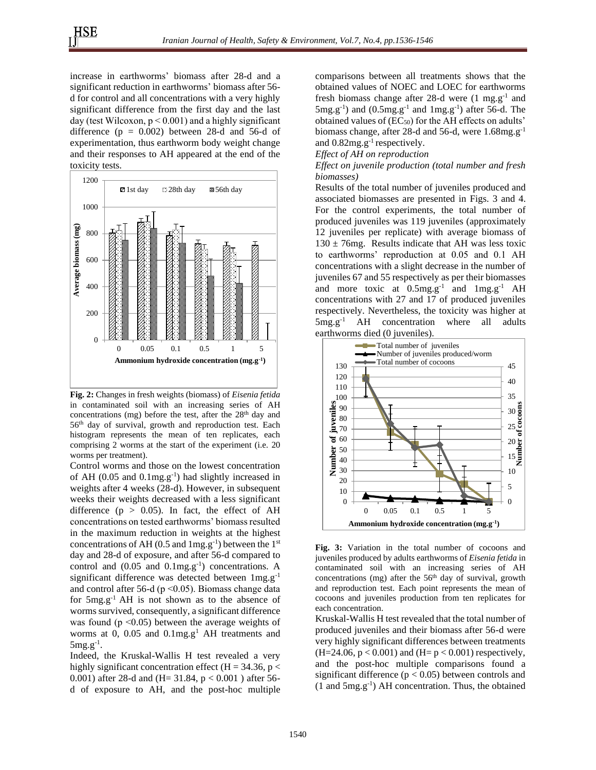increase in earthworms' biomass after 28-d and a significant reduction in earthworms' biomass after 56-d for control and all concentrations with a very highly significant difference from the first day and the last day (test Wilcoxon, $p < 0.001$) and a highly significant difference ($p = 0.002$) between 28-d and 56-d of experimentation, thus earthworm body weight change and their responses to AH appeared at the end of the toxicity tests.

1200
1000
800
600
400
200
0
Average biomass (mg)
1st day
28th day
56th day
0
0.05
0.1
0.5
1
5
Ammonium hydroxide concentration (mg.g$^{-1}$)

**Fig. 2:** Changes in fresh weights (biomass) of *Eisenia fetida* in contaminated soil with an increasing series of AH concentrations (mg) before the test, after the 28th day and 56th day of survival, growth and reproduction test. Each histogram represents the mean of ten replicates, each comprising 2 worms at the start of the experiment (i.e. 20 worms per treatment).

Control worms and those on the lowest concentration of AH (0.05 and 0.1mg.g$^{-1}$) had slightly increased in weights after 4 weeks (28-d). However, in subsequent weeks their weights decreased with a less significant difference ($p > 0.05$). In fact, the effect of AH concentrations on tested earthworms' biomass resulted in the maximum reduction in weights at the highest concentrations of AH (0.5 and 1mg.g$^{-1}$) between the 1st day and 28-d of exposure, and after 56-d compared to control and (0.05 and 0.1mg.g$^{-1}$) concentrations. A significant difference was detected between 1mg.g$^{-1}$ and control after 56-d ($p < 0.05$). Biomass change data for 5mg.g$^{-1}$ AH is not shown as to the absence of worms survived, consequently, a significant difference was found ($p < 0.05$) between the average weights of worms at 0, 0.05 and 0.1mg.g$^{1}$ AH treatments and 5mg.g$^{-1}$.

Indeed, the Kruskal-Wallis H test revealed a very highly significant concentration effect ($H = 34.36$, $p < 0.001$) after 28-d and ($H = 31.84$, $p < 0.001$) after 56-d of exposure to AH, and the post-hoc multiple comparisons between all treatments shows that the obtained values of NOEC and LOEC for earthworms fresh biomass change after 28-d were (1 mg.g$^{-1}$ and 5mg.g$^{-1}$) and (0.5mg.g$^{-1}$ and 1mg.g$^{-1}$) after 56-d. The obtained values of ($EC_{50}$) for the AH effects on adults' biomass change, after 28-d and 56-d, were 1.68mg.g$^{-1}$ and 0.82mg.g$^{-1}$ respectively.

*Effect of AH on reproduction*

*Effect on juvenile production (total number and fresh biomasses)*

Results of the total number of juveniles produced and associated biomasses are presented in Figs. 3 and 4. For the control experiments, the total number of produced juveniles was 119 juveniles (approximately 12 juveniles per replicate) with average biomass of $130 \pm 76$mg. Results indicate that AH was less toxic to earthworms' reproduction at 0.05 and 0.1 AH concentrations with a slight decrease in the number of juveniles 67 and 55 respectively as per their biomasses and more toxic at 0.5mg.g$^{-1}$ and 1mg.g$^{-1}$ AH concentrations with 27 and 17 of produced juveniles respectively. Nevertheless, the toxicity was higher at 5mg.g$^{-1}$ AH concentration where all adults earthworms died (0 juveniles).

Total number of juveniles
Number of juveniles produced/worm
Total number of cocoons
Number of juveniles
Number of cocoons
130
120
110
100
90
80
70
60
50
40
30
20
10
0
45
40
35
30
25
20
15
10
5
0
0
0.05
0.1
0.5
1
5
Ammonium hydroxide concentration (mg.g$^{-1}$)

**Fig. 3:** Variation in the total number of cocoons and juveniles produced by adults earthworms of *Eisenia fetida* in contaminated soil with an increasing series of AH concentrations (mg) after the 56th day of survival, growth and reproduction test. Each point represents the mean of cocoons and juveniles production from ten replicates for each concentration.

Kruskal-Wallis H test revealed that the total number of produced juveniles and their biomass after 56-d were very highly significant differences between treatments ($H=24.06$, $p < 0.001$) and ($H=$ $p < 0.001$) respectively, and the post-hoc multiple comparisons found a significant difference ($p < 0.05$) between controls and (1 and 5mg.g$^{-1}$) AH concentration. Thus, the obtained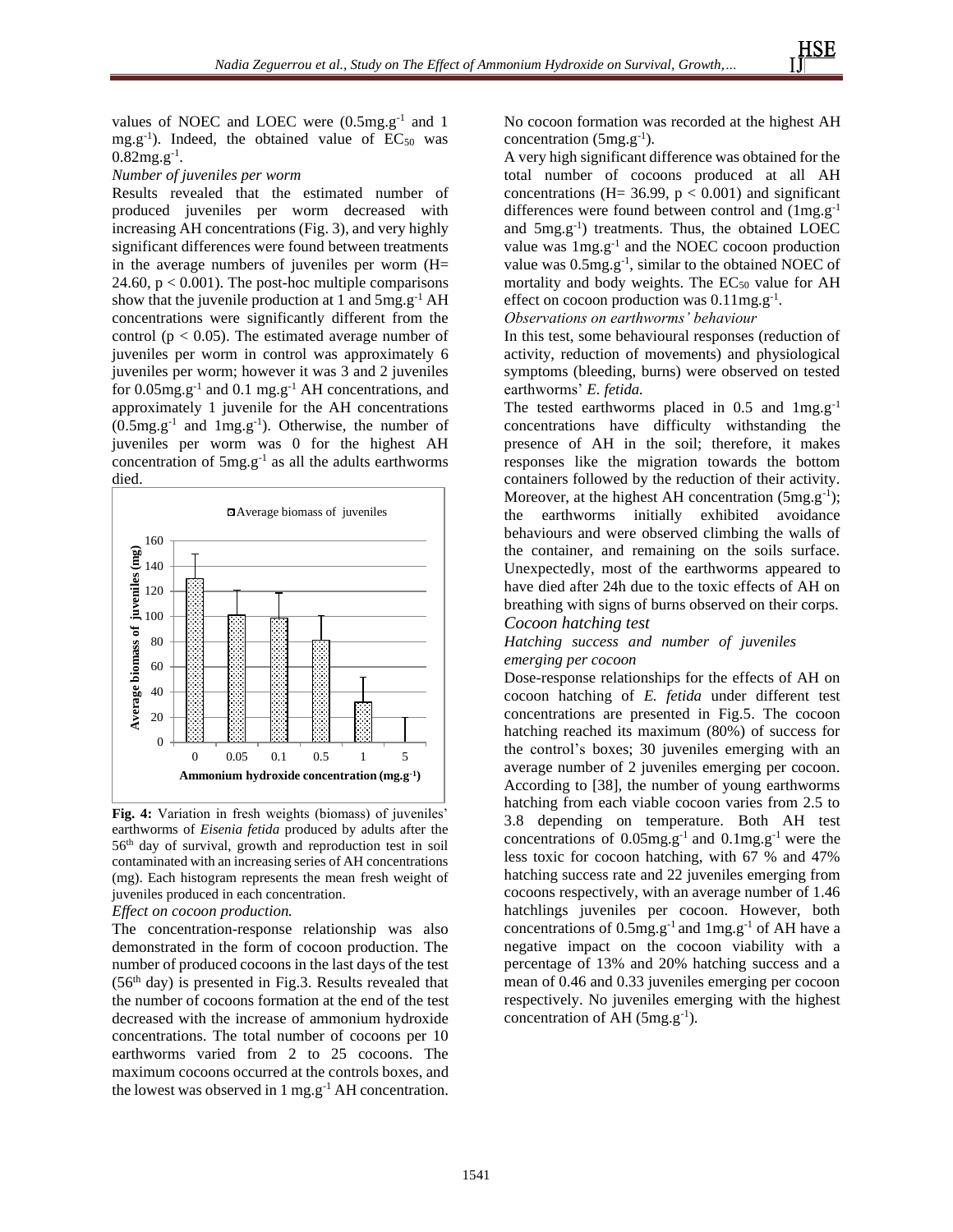values of NOEC and LOEC were ($0.5 mg.g^{-1}$ and $1 mg.g^{-1}$). Indeed, the obtained value of $EC_{50}$ was $0.82 mg.g^{-1}$.

*Number of juveniles per worm*

Results revealed that the estimated number of produced juveniles per worm decreased with increasing AH concentrations (Fig. 3), and very highly significant differences were found between treatments in the average numbers of juveniles per worm ($H = 24.60$, $p < 0.001$). The post-hoc multiple comparisons show that the juvenile production at 1 and $5 mg.g^{-1}$ AH concentrations were significantly different from the control ($p < 0.05$). The estimated average number of juveniles per worm in control was approximately 6 juveniles per worm; however it was 3 and 2 juveniles for $0.05 mg.g^{-1}$ and $0.1 mg.g^{-1}$ AH concentrations, and approximately 1 juvenile for the AH concentrations ($0.5 mg.g^{-1}$ and $1 mg.g^{-1}$). Otherwise, the number of juveniles per worm was 0 for the highest AH concentration of $5 mg.g^{-1}$ as all the adults earthworms died.

Average biomass of juveniles

Average biomass of juveniles (mg)

160
140
120
100
80
60
40
20
0

0 0.05 0.1 0.5 1 5

Ammonium hydroxide concentration (mg.g-1)

**Fig. 4:** Variation in fresh weights (biomass) of juveniles' earthworms of *Eisenia fetida* produced by adults after the 56th day of survival, growth and reproduction test in soil contaminated with an increasing series of AH concentrations (mg). Each histogram represents the mean fresh weight of juveniles produced in each concentration.

*Effect on cocoon production.*

The concentration-response relationship was also demonstrated in the form of cocoon production. The number of produced cocoons in the last days of the test (56th day) is presented in Fig.3. Results revealed that the number of cocoons formation at the end of the test decreased with the increase of ammonium hydroxide concentrations. The total number of cocoons per 10 earthworms varied from 2 to 25 cocoons. The maximum cocoons occurred at the controls boxes, and the lowest was observed in $1 mg.g^{-1}$ AH concentration. No cocoon formation was recorded at the highest AH concentration ($5 mg.g^{-1}$).

A very high significant difference was obtained for the total number of cocoons produced at all AH concentrations ($H = 36.99$, $p < 0.001$) and significant differences were found between control and ($1 mg.g^{-1}$ and $5 mg.g^{-1}$) treatments. Thus, the obtained LOEC value was $1 mg.g^{-1}$ and the NOEC cocoon production value was $0.5 mg.g^{-1}$, similar to the obtained NOEC of mortality and body weights. The $EC_{50}$ value for AH effect on cocoon production was $0.11 mg.g^{-1}$.

*Observations on earthworms' behaviour*

In this test, some behavioural responses (reduction of activity, reduction of movements) and physiological symptoms (bleeding, burns) were observed on tested earthworms' *E. fetida.*

The tested earthworms placed in 0.5 and $1 mg.g^{-1}$ concentrations have difficulty withstanding the presence of AH in the soil; therefore, it makes responses like the migration towards the bottom containers followed by the reduction of their activity. Moreover, at the highest AH concentration ($5 mg.g^{-1}$); the earthworms initially exhibited avoidance behaviours and were observed climbing the walls of the container, and remaining on the soils surface. Unexpectedly, most of the earthworms appeared to have died after 24h due to the toxic effects of AH on breathing with signs of burns observed on their corps.

### *Cocoon hatching test*

*Hatching success and number of juveniles emerging per cocoon*

Dose-response relationships for the effects of AH on cocoon hatching of *E. fetida* under different test concentrations are presented in Fig.5. The cocoon hatching reached its maximum (80%) of success for the control's boxes; 30 juveniles emerging with an average number of 2 juveniles emerging per cocoon. According to [38], the number of young earthworms hatching from each viable cocoon varies from 2.5 to 3.8 depending on temperature. Both AH test concentrations of $0.05 mg.g^{-1}$ and $0.1 mg.g^{-1}$ were the less toxic for cocoon hatching, with 67 % and 47% hatching success rate and 22 juveniles emerging from cocoons respectively, with an average number of 1.46 hatchlings juveniles per cocoon. However, both concentrations of $0.5 mg.g^{-1}$ and $1 mg.g^{-1}$ of AH have a negative impact on the cocoon viability with a percentage of 13% and 20% hatching success and a mean of 0.46 and 0.33 juveniles emerging per cocoon respectively. No juveniles emerging with the highest concentration of AH ($5 mg.g^{-1}$).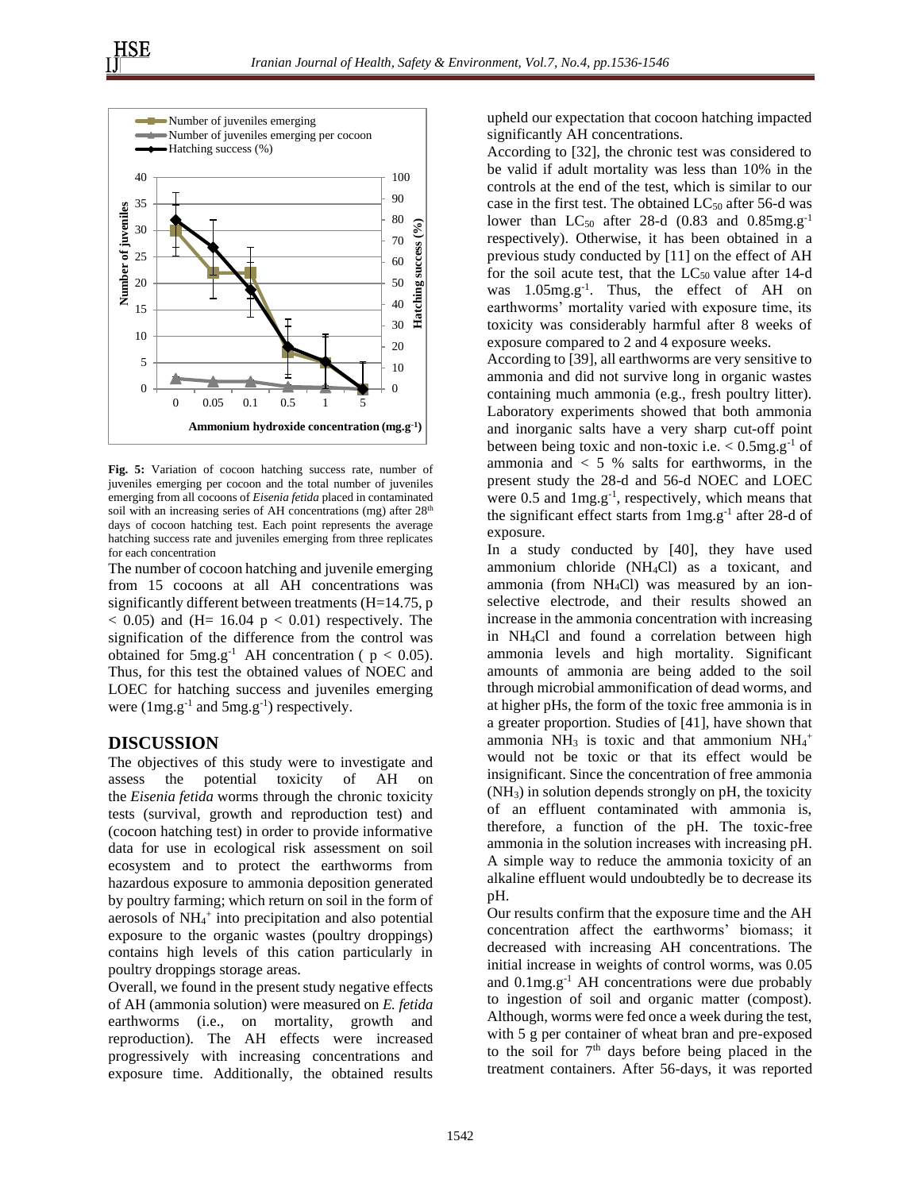Number of juveniles emerging

Number of juveniles emerging per cocoon

Hatching success (%)

Number of juveniles

Hatching success (%)

40 35 30 25 20 15 10 5 0

100 90 80 70 60 50 40 30 20 10 0

0 0.05 0.1 0.5 1 5

Ammonium hydroxide concentration ($mg.g^{-1}$)

**Fig. 5:** Variation of cocoon hatching success rate, number of juveniles emerging per cocoon and the total number of juveniles emerging from all cocoons of *Eisenia fetida* placed in contaminated soil with an increasing series of AH concentrations (mg) after 28th days of cocoon hatching test. Each point represents the average hatching success rate and juveniles emerging from three replicates for each concentration

The number of cocoon hatching and juvenile emerging from 15 cocoons at all AH concentrations was significantly different between treatments ($H=14.75$, $p < 0.05$) and ($H= 16.04$ $p < 0.01$) respectively. The signification of the difference from the control was obtained for $5mg.g^{-1}$ AH concentration ( $p < 0.05$). Thus, for this test the obtained values of NOEC and LOEC for hatching success and juveniles emerging were ($1mg.g^{-1}$ and $5mg.g^{-1}$) respectively.

## DISCUSSION

The objectives of this study were to investigate and assess the potential toxicity of AH on the *Eisenia fetida* worms through the chronic toxicity tests (survival, growth and reproduction test) and (cocoon hatching test) in order to provide informative data for use in ecological risk assessment on soil ecosystem and to protect the earthworms from hazardous exposure to ammonia deposition generated by poultry farming; which return on soil in the form of aerosols of $NH_4^+$ into precipitation and also potential exposure to the organic wastes (poultry droppings) contains high levels of this cation particularly in poultry droppings storage areas.

Overall, we found in the present study negative effects of AH (ammonia solution) were measured on *E. fetida* earthworms (i.e., on mortality, growth and reproduction). The AH effects were increased progressively with increasing concentrations and exposure time. Additionally, the obtained results upheld our expectation that cocoon hatching impacted significantly AH concentrations.

According to [32], the chronic test was considered to be valid if adult mortality was less than 10% in the controls at the end of the test, which is similar to our case in the first test. The obtained $LC_{50}$ after 56-d was lower than $LC_{50}$ after 28-d (0.83 and $0.85mg.g^{-1}$ respectively). Otherwise, it has been obtained in a previous study conducted by [11] on the effect of AH for the soil acute test, that the $LC_{50}$ value after 14-d was $1.05mg.g^{-1}$. Thus, the effect of AH on earthworms' mortality varied with exposure time, its toxicity was considerably harmful after 8 weeks of exposure compared to 2 and 4 exposure weeks.

According to [39], all earthworms are very sensitive to ammonia and did not survive long in organic wastes containing much ammonia (e.g., fresh poultry litter). Laboratory experiments showed that both ammonia and inorganic salts have a very sharp cut-off point between being toxic and non-toxic i.e. $< 0.5mg.g^{-1}$ of ammonia and < 5 % salts for earthworms, in the present study the 28-d and 56-d NOEC and LOEC were 0.5 and $1mg.g^{-1}$, respectively, which means that the significant effect starts from $1mg.g^{-1}$ after 28-d of exposure.

In a study conducted by [40], they have used ammonium chloride ($NH_4Cl$) as a toxicant, and ammonia (from $NH_4Cl$) was measured by an ion-selective electrode, and their results showed an increase in the ammonia concentration with increasing in $NH_4Cl$ and found a correlation between high ammonia levels and high mortality. Significant amounts of ammonia are being added to the soil through microbial ammonification of dead worms, and at higher pHs, the form of the toxic free ammonia is in a greater proportion. Studies of [41], have shown that ammonia $NH_3$ is toxic and that ammonium $NH_4^+$ would not be toxic or that its effect would be insignificant. Since the concentration of free ammonia ($NH_3$) in solution depends strongly on pH, the toxicity of an effluent contaminated with ammonia is, therefore, a function of the pH. The toxic-free ammonia in the solution increases with increasing pH. A simple way to reduce the ammonia toxicity of an alkaline effluent would undoubtedly be to decrease its pH.

Our results confirm that the exposure time and the AH concentration affect the earthworms' biomass; it decreased with increasing AH concentrations. The initial increase in weights of control worms, was 0.05 and $0.1mg.g^{-1}$ AH concentrations were due probably to ingestion of soil and organic matter (compost). Although, worms were fed once a week during the test, with 5 g per container of wheat bran and pre-exposed to the soil for 7th days before being placed in the treatment containers. After 56-days, it was reported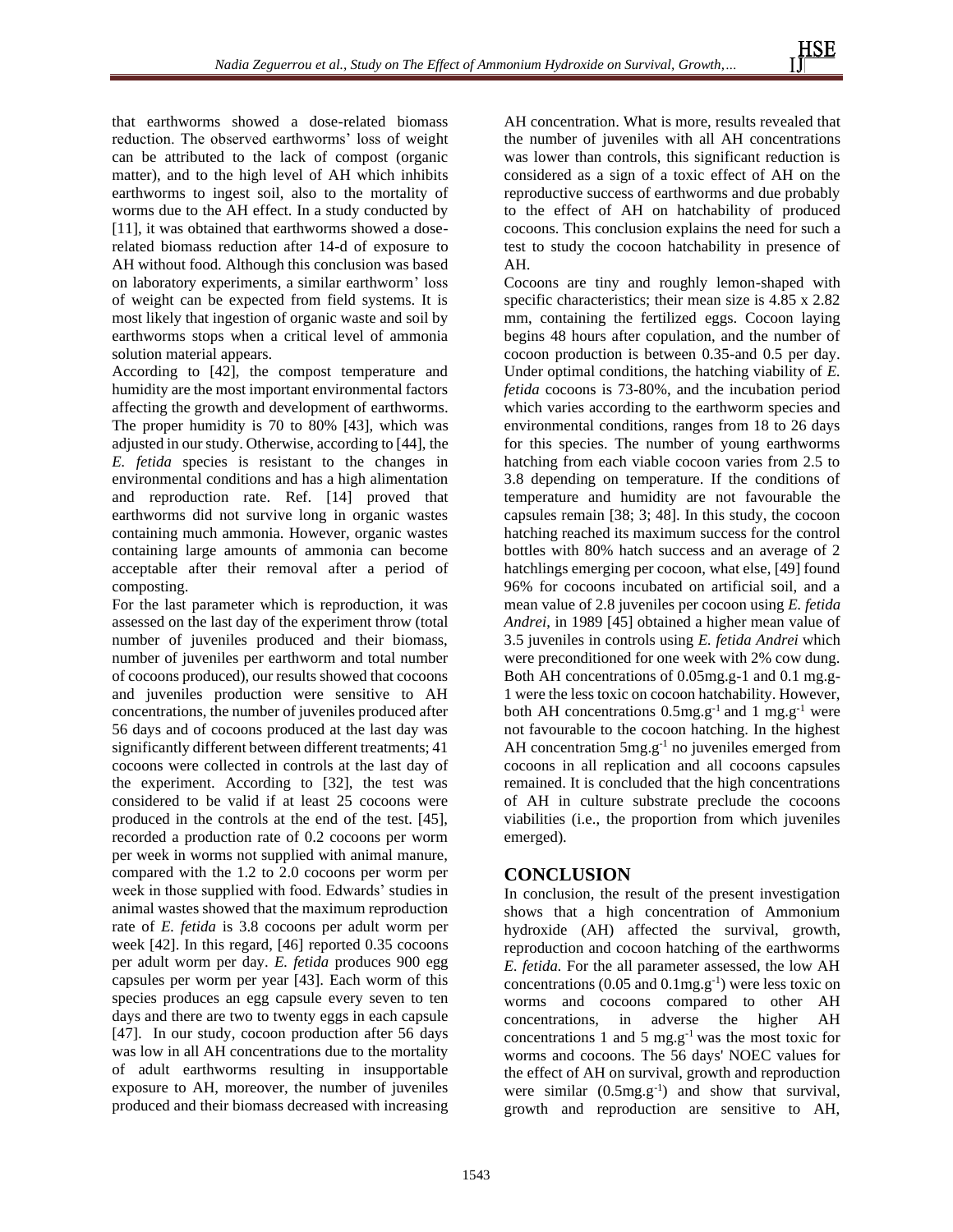that earthworms showed a dose-related biomass reduction. The observed earthworms' loss of weight can be attributed to the lack of compost (organic matter), and to the high level of AH which inhibits earthworms to ingest soil, also to the mortality of worms due to the AH effect. In a study conducted by [11], it was obtained that earthworms showed a dose-related biomass reduction after 14-d of exposure to AH without food. Although this conclusion was based on laboratory experiments, a similar earthworm' loss of weight can be expected from field systems. It is most likely that ingestion of organic waste and soil by earthworms stops when a critical level of ammonia solution material appears.

According to [42], the compost temperature and humidity are the most important environmental factors affecting the growth and development of earthworms. The proper humidity is 70 to 80% [43], which was adjusted in our study. Otherwise, according to [44], the *E. fetida* species is resistant to the changes in environmental conditions and has a high alimentation and reproduction rate. Ref. [14] proved that earthworms did not survive long in organic wastes containing much ammonia. However, organic wastes containing large amounts of ammonia can become acceptable after their removal after a period of composting.

For the last parameter which is reproduction, it was assessed on the last day of the experiment throw (total number of juveniles produced and their biomass, number of juveniles per earthworm and total number of cocoons produced), our results showed that cocoons and juveniles production were sensitive to AH concentrations, the number of juveniles produced after 56 days and of cocoons produced at the last day was significantly different between different treatments; 41 cocoons were collected in controls at the last day of the experiment. According to [32], the test was considered to be valid if at least 25 cocoons were produced in the controls at the end of the test. [45], recorded a production rate of 0.2 cocoons per worm per week in worms not supplied with animal manure, compared with the 1.2 to 2.0 cocoons per worm per week in those supplied with food. Edwards' studies in animal wastes showed that the maximum reproduction rate of *E. fetida* is 3.8 cocoons per adult worm per week [42]. In this regard, [46] reported 0.35 cocoons per adult worm per day. *E. fetida* produces 900 egg capsules per worm per year [43]. Each worm of this species produces an egg capsule every seven to ten days and there are two to twenty eggs in each capsule [47]. In our study, cocoon production after 56 days was low in all AH concentrations due to the mortality of adult earthworms resulting in insupportable exposure to AH, moreover, the number of juveniles produced and their biomass decreased with increasing AH concentration. What is more, results revealed that the number of juveniles with all AH concentrations was lower than controls, this significant reduction is considered as a sign of a toxic effect of AH on the reproductive success of earthworms and due probably to the effect of AH on hatchability of produced cocoons. This conclusion explains the need for such a test to study the cocoon hatchability in presence of AH.

Cocoons are tiny and roughly lemon-shaped with specific characteristics; their mean size is 4.85 x 2.82 mm, containing the fertilized eggs. Cocoon laying begins 48 hours after copulation, and the number of cocoon production is between 0.35-and 0.5 per day. Under optimal conditions, the hatching viability of *E. fetida* cocoons is 73-80%, and the incubation period which varies according to the earthworm species and environmental conditions, ranges from 18 to 26 days for this species. The number of young earthworms hatching from each viable cocoon varies from 2.5 to 3.8 depending on temperature. If the conditions of temperature and humidity are not favourable the capsules remain [38; 3; 48]. In this study, the cocoon hatching reached its maximum success for the control bottles with 80% hatch success and an average of 2 hatchlings emerging per cocoon, what else, [49] found 96% for cocoons incubated on artificial soil, and a mean value of 2.8 juveniles per cocoon using *E. fetida Andrei*, in 1989 [45] obtained a higher mean value of 3.5 juveniles in controls using *E. fetida Andrei* which were preconditioned for one week with 2% cow dung. Both AH concentrations of 0.05mg.g-1 and 0.1 mg.g-1 were the less toxic on cocoon hatchability. However, both AH concentrations 0.5mg.g$^{-1}$ and 1 mg.g$^{-1}$ were not favourable to the cocoon hatching. In the highest AH concentration 5mg.g$^{-1}$ no juveniles emerged from cocoons in all replication and all cocoons capsules remained. It is concluded that the high concentrations of AH in culture substrate preclude the cocoons viabilities (i.e., the proportion from which juveniles emerged).

## CONCLUSION

In conclusion, the result of the present investigation shows that a high concentration of Ammonium hydroxide (AH) affected the survival, growth, reproduction and cocoon hatching of the earthworms *E. fetida.* For the all parameter assessed, the low AH concentrations (0.05 and 0.1mg.g$^{-1}$) were less toxic on worms and cocoons compared to other AH concentrations, in adverse the higher AH concentrations 1 and 5 mg.g$^{-1}$ was the most toxic for worms and cocoons. The 56 days' NOEC values for the effect of AH on survival, growth and reproduction were similar (0.5mg.g$^{-1}$) and show that survival, growth and reproduction are sensitive to AH,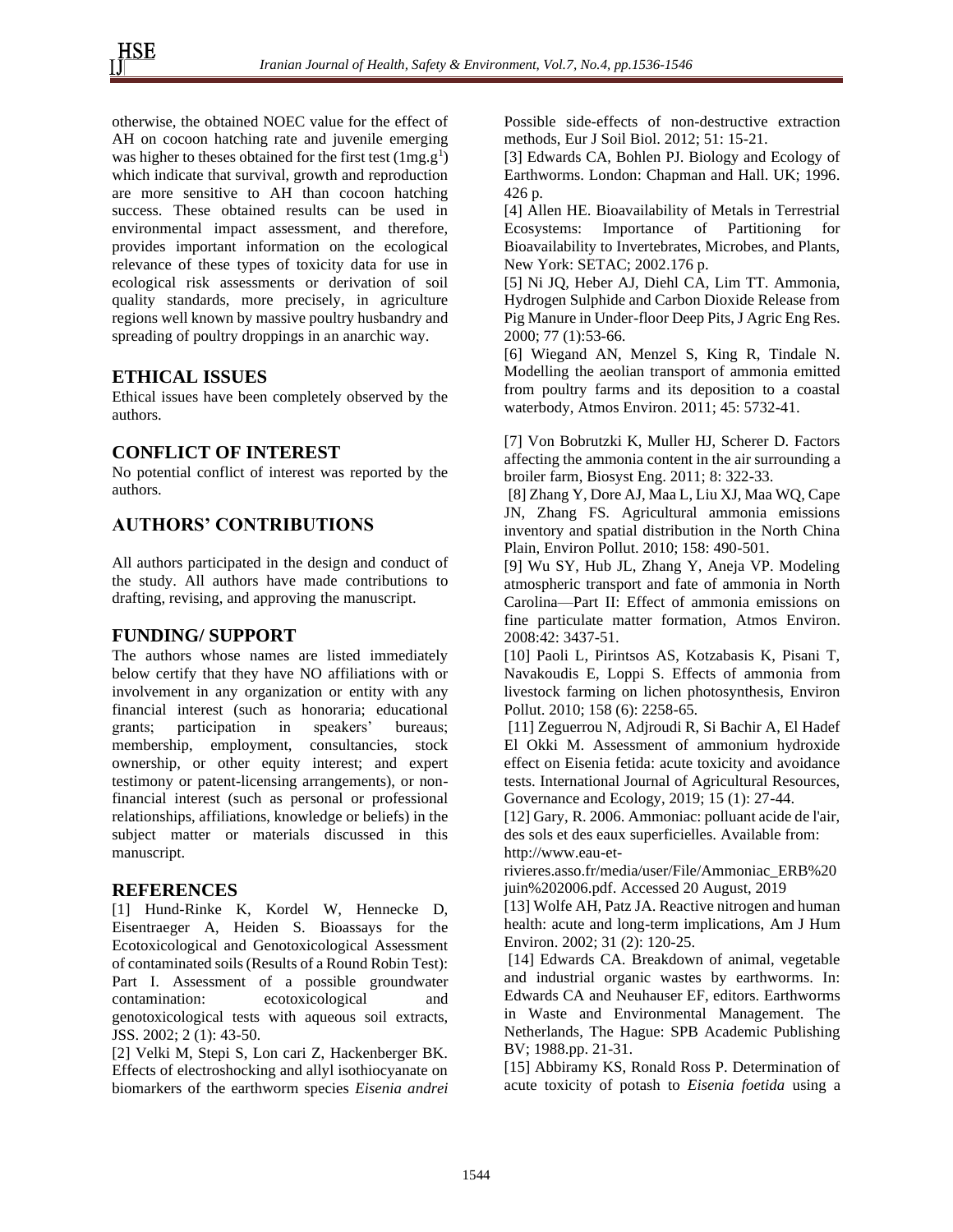otherwise, the obtained NOEC value for the effect of AH on cocoon hatching rate and juvenile emerging was higher to theses obtained for the first test ($1mg.g^{1}$) which indicate that survival, growth and reproduction are more sensitive to AH than cocoon hatching success. These obtained results can be used in environmental impact assessment, and therefore, provides important information on the ecological relevance of these types of toxicity data for use in ecological risk assessments or derivation of soil quality standards, more precisely, in agriculture regions well known by massive poultry husbandry and spreading of poultry droppings in an anarchic way.

## ETHICAL ISSUES

Ethical issues have been completely observed by the authors.

## CONFLICT OF INTEREST

No potential conflict of interest was reported by the authors.

## AUTHORS' CONTRIBUTIONS

All authors participated in the design and conduct of the study. All authors have made contributions to drafting, revising, and approving the manuscript.

## FUNDING/ SUPPORT

The authors whose names are listed immediately below certify that they have NO affiliations with or involvement in any organization or entity with any financial interest (such as honoraria; educational grants; participation in speakers' bureaus; membership, employment, consultancies, stock ownership, or other equity interest; and expert testimony or patent-licensing arrangements), or non-financial interest (such as personal or professional relationships, affiliations, knowledge or beliefs) in the subject matter or materials discussed in this manuscript.

## REFERENCES

[1] Hund-Rinke K, Kordel W, Hennecke D, Eisentraeger A, Heiden S. Bioassays for the Ecotoxicological and Genotoxicological Assessment of contaminated soils (Results of a Round Robin Test): Part I. Assessment of a possible groundwater contamination: ecotoxicological and genotoxicological tests with aqueous soil extracts, JSS. 2002; 2 (1): 43-50.

[2] Velki M, Stepi S, Lon cari Z, Hackenberger BK. Effects of electroshocking and allyl isothiocyanate on biomarkers of the earthworm species *Eisenia andrei* Possible side-effects of non-destructive extraction methods, Eur J Soil Biol. 2012; 51: 15-21.

[3] Edwards CA, Bohlen PJ. Biology and Ecology of Earthworms. London: Chapman and Hall. UK; 1996. 426 p.

[4] Allen HE. Bioavailability of Metals in Terrestrial Ecosystems: Importance of Partitioning for Bioavailability to Invertebrates, Microbes, and Plants, New York: SETAC; 2002.176 p.

[5] Ni JQ, Heber AJ, Diehl CA, Lim TT. Ammonia, Hydrogen Sulphide and Carbon Dioxide Release from Pig Manure in Under-floor Deep Pits, J Agric Eng Res. 2000; 77 (1):53-66.

[6] Wiegand AN, Menzel S, King R, Tindale N. Modelling the aeolian transport of ammonia emitted from poultry farms and its deposition to a coastal waterbody, Atmos Environ. 2011; 45: 5732-41.

[7] Von Bobrutzki K, Muller HJ, Scherer D. Factors affecting the ammonia content in the air surrounding a broiler farm, Biosyst Eng. 2011; 8: 322-33.

[8] Zhang Y, Dore AJ, Maa L, Liu XJ, Maa WQ, Cape JN, Zhang FS. Agricultural ammonia emissions inventory and spatial distribution in the North China Plain, Environ Pollut. 2010; 158: 490-501.

[9] Wu SY, Hub JL, Zhang Y, Aneja VP. Modeling atmospheric transport and fate of ammonia in North Carolina—Part II: Effect of ammonia emissions on fine particulate matter formation, Atmos Environ. 2008:42: 3437-51.

[10] Paoli L, Pirintsos AS, Kotzabasis K, Pisani T, Navakoudis E, Loppi S. Effects of ammonia from livestock farming on lichen photosynthesis, Environ Pollut. 2010; 158 (6): 2258-65.

[11] Zeguerrou N, Adjroudi R, Si Bachir A, El Hadef El Okki M. Assessment of ammonium hydroxide effect on Eisenia fetida: acute toxicity and avoidance tests. International Journal of Agricultural Resources, Governance and Ecology, 2019; 15 (1): 27-44.

[12] Gary, R. 2006. Ammoniac: polluant acide de l'air, des sols et des eaux superficielles. Available from: http://www.eau-et-rivieres.asso.fr/media/user/File/Ammoniac_ERB%20juin%202006.pdf. Accessed 20 August, 2019

[13] Wolfe AH, Patz JA. Reactive nitrogen and human health: acute and long-term implications, Am J Hum Environ. 2002; 31 (2): 120-25.

[14] Edwards CA. Breakdown of animal, vegetable and industrial organic wastes by earthworms. In: Edwards CA and Neuhauser EF, editors. Earthworms in Waste and Environmental Management. The Netherlands, The Hague: SPB Academic Publishing BV; 1988.pp. 21-31.

[15] Abbiramy KS, Ronald Ross P. Determination of acute toxicity of potash to *Eisenia foetida* using a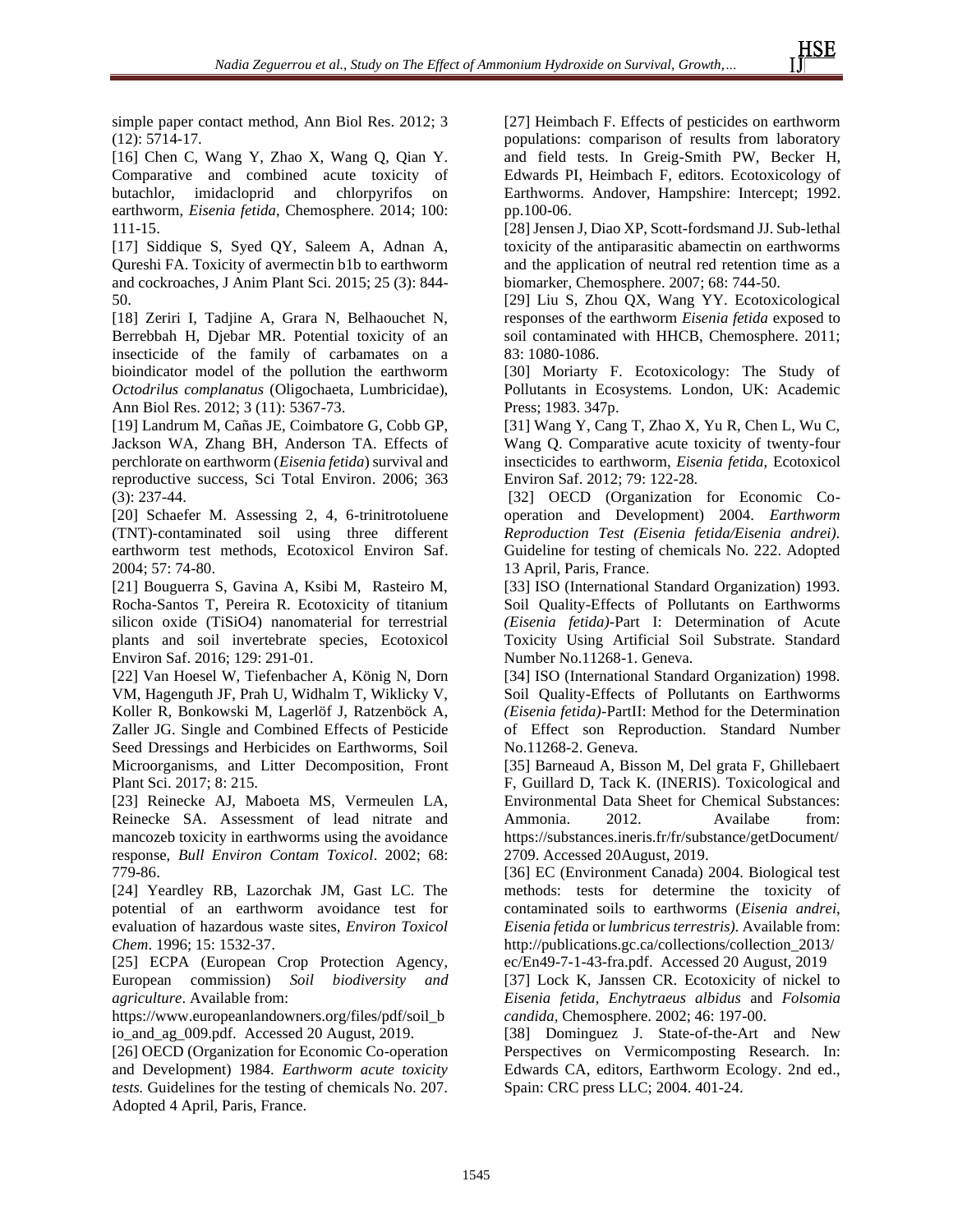simple paper contact method, Ann Biol Res. 2012; 3 (12): 5714-17.

[16] Chen C, Wang Y, Zhao X, Wang Q, Qian Y. Comparative and combined acute toxicity of butachlor, imidacloprid and chlorpyrifos on earthworm, *Eisenia fetida*, Chemosphere. 2014; 100: 111-15.

[17] Siddique S, Syed QY, Saleem A, Adnan A, Qureshi FA. Toxicity of avermectin b1b to earthworm and cockroaches, J Anim Plant Sci. 2015; 25 (3): 844-50.

[18] Zeriri I, Tadjine A, Grara N, Belhaouchet N, Berrebbah H, Djebar MR. Potential toxicity of an insecticide of the family of carbamates on a bioindicator model of the pollution the earthworm *Octodrilus complanatus* (Oligochaeta, Lumbricidae), Ann Biol Res. 2012; 3 (11): 5367-73.

[19] Landrum M, Cañas JE, Coimbatore G, Cobb GP, Jackson WA, Zhang BH, Anderson TA. Effects of perchlorate on earthworm (*Eisenia fetida*) survival and reproductive success, Sci Total Environ. 2006; 363 (3): 237-44.

[20] Schaefer M. Assessing 2, 4, 6-trinitrotoluene (TNT)-contaminated soil using three different earthworm test methods, Ecotoxicol Environ Saf. 2004; 57: 74-80.

[21] Bouguerra S, Gavina A, Ksibi M, Rasteiro M, Rocha-Santos T, Pereira R. Ecotoxicity of titanium silicon oxide ($TiSiO_4$) nanomaterial for terrestrial plants and soil invertebrate species, Ecotoxicol Environ Saf. 2016; 129: 291-01.

[22] Van Hoesel W, Tiefenbacher A, König N, Dorn VM, Hagenguth JF, Prah U, Widhalm T, Wiklicky V, Koller R, Bonkowski M, Lagerlöf J, Ratzenböck A, Zaller JG. Single and Combined Effects of Pesticide Seed Dressings and Herbicides on Earthworms, Soil Microorganisms, and Litter Decomposition, Front Plant Sci. 2017; 8: 215.

[23] Reinecke AJ, Maboeta MS, Vermeulen LA, Reinecke SA. Assessment of lead nitrate and mancozeb toxicity in earthworms using the avoidance response, *Bull Environ Contam Toxicol*. 2002; 68: 779-86.

[24] Yeardley RB, Lazorchak JM, Gast LC. The potential of an earthworm avoidance test for evaluation of hazardous waste sites, *Environ Toxicol Chem*. 1996; 15: 1532-37.

[25] ECPA (European Crop Protection Agency, European commission) *Soil biodiversity and agriculture*. Available from: https://www.europeanlandowners.org/files/pdf/soil_bio_and_ag_009.pdf. Accessed 20 August, 2019.

[26] OECD (Organization for Economic Co-operation and Development) 1984. *Earthworm acute toxicity tests.* Guidelines for the testing of chemicals No. 207. Adopted 4 April, Paris, France.

[27] Heimbach F. Effects of pesticides on earthworm populations: comparison of results from laboratory and field tests. In Greig-Smith PW, Becker H, Edwards PI, Heimbach F, editors. Ecotoxicology of Earthworms. Andover, Hampshire: Intercept; 1992. pp.100-06.

[28] Jensen J, Diao XP, Scott-fordsmand JJ. Sub-lethal toxicity of the antiparasitic abamectin on earthworms and the application of neutral red retention time as a biomarker, Chemosphere. 2007; 68: 744-50.

[29] Liu S, Zhou QX, Wang YY. Ecotoxicological responses of the earthworm *Eisenia fetida* exposed to soil contaminated with HHCB, Chemosphere. 2011; 83: 1080-1086.

[30] Moriarty F. Ecotoxicology: The Study of Pollutants in Ecosystems. London, UK: Academic Press; 1983. 347p.

[31] Wang Y, Cang T, Zhao X, Yu R, Chen L, Wu C, Wang Q. Comparative acute toxicity of twenty-four insecticides to earthworm, *Eisenia fetida,* Ecotoxicol Environ Saf. 2012; 79: 122-28.

[32] OECD (Organization for Economic Co-operation and Development) 2004. *Earthworm Reproduction Test (Eisenia fetida/Eisenia andrei).* Guideline for testing of chemicals No. 222. Adopted 13 April, Paris, France.

[33] ISO (International Standard Organization) 1993. Soil Quality-Effects of Pollutants on Earthworms *(Eisenia fetida)*-Part I: Determination of Acute Toxicity Using Artificial Soil Substrate. Standard Number No.11268-1. Geneva.

[34] ISO (International Standard Organization) 1998. Soil Quality-Effects of Pollutants on Earthworms *(Eisenia fetida)*-PartII: Method for the Determination of Effect son Reproduction. Standard Number No.11268-2. Geneva.

[35] Barneaud A, Bisson M, Del grata F, Ghillebaert F, Guillard D, Tack K. (INERIS). Toxicological and Environmental Data Sheet for Chemical Substances: Ammonia. 2012. Availabe from: https://substances.ineris.fr/fr/substance/getDocument/2709. Accessed 20August, 2019.

[36] EC (Environment Canada) 2004. Biological test methods: tests for determine the toxicity of contaminated soils to earthworms (*Eisenia andrei, Eisenia fetida* or *lumbricus terrestris)*. Available from: http://publications.gc.ca/collections/collection_2013/ec/En49-7-1-43-fra.pdf. Accessed 20 August, 2019

[37] Lock K, Janssen CR. Ecotoxicity of nickel to *Eisenia fetida*, *Enchytraeus albidus* and *Folsomia candida*, Chemosphere. 2002; 46: 197-00.

[38] Dominguez J. State-of-the-Art and New Perspectives on Vermicomposting Research. In: Edwards CA, editors, Earthworm Ecology. 2nd ed., Spain: CRC press LLC; 2004. 401-24.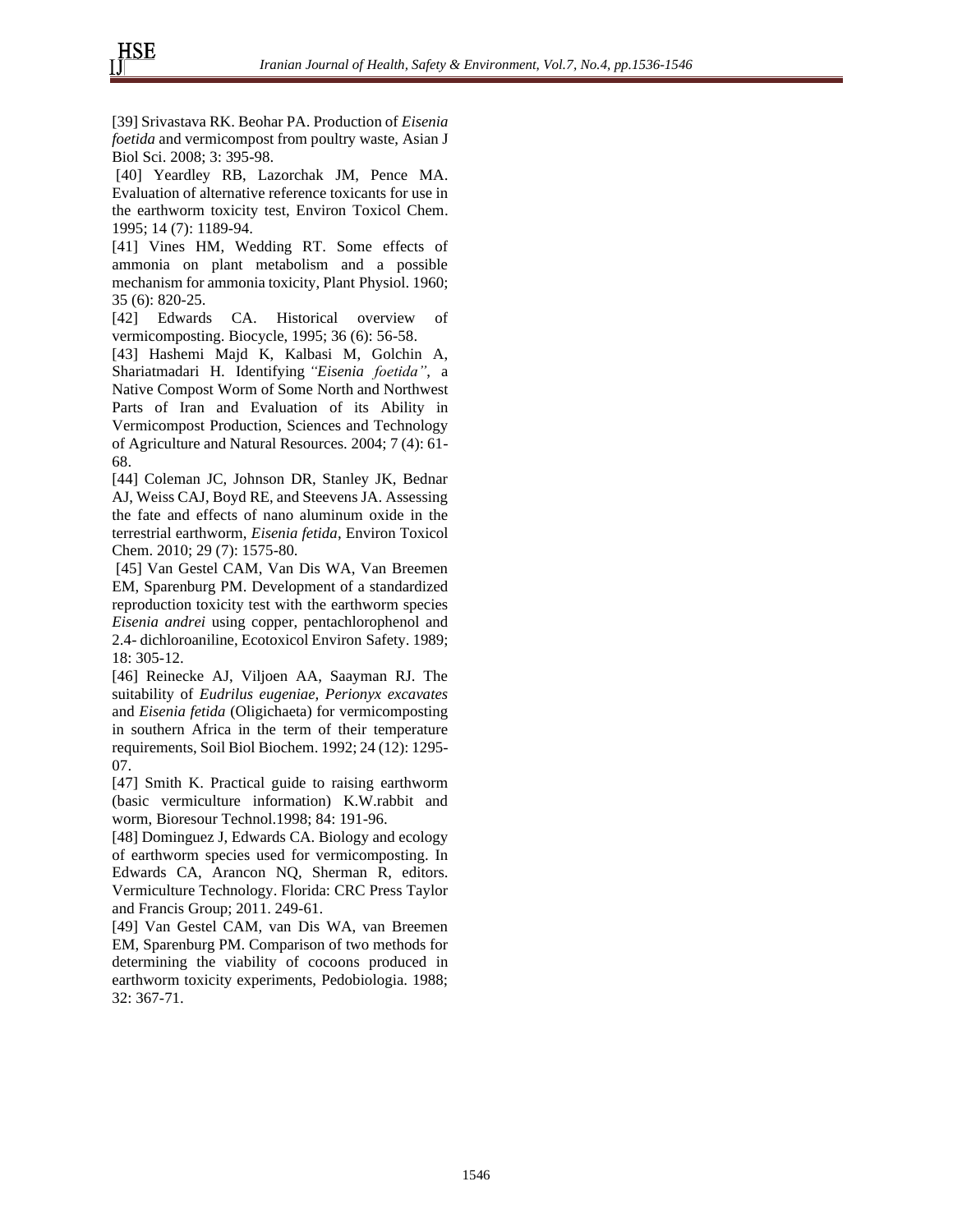[39] Srivastava RK. Beohar PA. Production of *Eisenia foetida* and vermicompost from poultry waste, Asian J Biol Sci. 2008; 3: 395-98.

[40] Yeardley RB, Lazorchak JM, Pence MA. Evaluation of alternative reference toxicants for use in the earthworm toxicity test, Environ Toxicol Chem. 1995; 14 (7): 1189-94.

[41] Vines HM, Wedding RT. Some effects of ammonia on plant metabolism and a possible mechanism for ammonia toxicity, Plant Physiol. 1960; 35 (6): 820-25.

[42] Edwards CA. Historical overview of vermicomposting. Biocycle, 1995; 36 (6): 56-58.

[43] Hashemi Majd K, Kalbasi M, Golchin A, Shariatmadari H. Identifying *"Eisenia foetida"*, a Native Compost Worm of Some North and Northwest Parts of Iran and Evaluation of its Ability in Vermicompost Production, Sciences and Technology of Agriculture and Natural Resources. 2004; 7 (4): 61-68.

[44] Coleman JC, Johnson DR, Stanley JK, Bednar AJ, Weiss CAJ, Boyd RE, and Steevens JA. Assessing the fate and effects of nano aluminum oxide in the terrestrial earthworm, *Eisenia fetida*, Environ Toxicol Chem. 2010; 29 (7): 1575-80.

[45] Van Gestel CAM, Van Dis WA, Van Breemen EM, Sparenburg PM. Development of a standardized reproduction toxicity test with the earthworm species *Eisenia andrei* using copper, pentachlorophenol and 2.4- dichloroaniline, Ecotoxicol Environ Safety. 1989; 18: 305-12.

[46] Reinecke AJ, Viljoen AA, Saayman RJ. The suitability of *Eudrilus eugeniae, Perionyx excavates* and *Eisenia fetida* (Oligichaeta) for vermicomposting in southern Africa in the term of their temperature requirements, Soil Biol Biochem. 1992; 24 (12): 1295-07.

[47] Smith K. Practical guide to raising earthworm (basic vermiculture information) K.W.rabbit and worm, Bioresour Technol.1998; 84: 191-96.

[48] Dominguez J, Edwards CA. Biology and ecology of earthworm species used for vermicomposting. In Edwards CA, Arancon NQ, Sherman R, editors. Vermiculture Technology. Florida: CRC Press Taylor and Francis Group; 2011. 249-61.

[49] Van Gestel CAM, van Dis WA, van Breemen EM, Sparenburg PM. Comparison of two methods for determining the viability of cocoons produced in earthworm toxicity experiments, Pedobiologia. 1988; 32: 367-71.